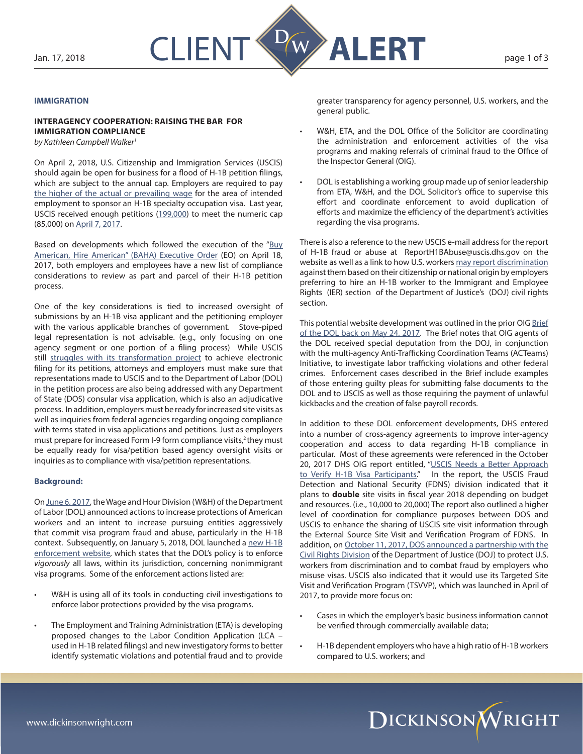**IMMIGRATION**

## INTERAGENCY COOPERATION: RAISING THE BAR FOR IMMIGRATION COMPLIANCE

*by Kathleen Campbell Walker*[1]

On April 2, 2018, U.S. Citizenship and Immigration Services (USCIS) should again be open for business for a flood of H-1B petition filings, which are subject to the annual cap. Employers are required to pay the higher of the actual or prevailing wage for the area of intended employment to sponsor an H-1B specialty occupation visa. Last year, USCIS received enough petitions (199,000) to meet the numeric cap (85,000) on April 7, 2017.

Based on developments which followed the execution of the "Buy American, Hire American" (BAHA) Executive Order (EO) on April 18, 2017, both employers and employees have a new list of compliance considerations to review as part and parcel of their H-1B petition process.

One of the key considerations is tied to increased oversight of submissions by an H-1B visa applicant and the petitioning employer with the various applicable branches of government. Stove-piped legal representation is not advisable. (e.g., only focusing on one agency segment or one portion of a filing process) While USCIS still struggles with its transformation project to achieve electronic filing for its petitions, attorneys and employers must make sure that representations made to USCIS and to the Department of Labor (DOL) in the petition process are also being addressed with any Department of State (DOS) consular visa application, which is also an adjudicative process. In addition, employers must be ready for increased site visits as well as inquiries from federal agencies regarding ongoing compliance with terms stated in visa applications and petitions. Just as employers must prepare for increased Form I-9 form compliance visits,[2] they must be equally ready for visa/petition based agency oversight visits or inquiries as to compliance with visa/petition representations.

### Background:

On June 6, 2017, the Wage and Hour Division (W&H) of the Department of Labor (DOL) announced actions to increase protections of American workers and an intent to increase pursuing entities aggressively that commit visa program fraud and abuse, particularly in the H-1B context. Subsequently, on January 5, 2018, DOL launched a new H-1B enforcement website, which states that the DOL's policy is to enforce *vigorously* all laws, within its jurisdiction, concerning nonimmigrant visa programs. Some of the enforcement actions listed are:

- W&H is using all of its tools in conducting civil investigations to enforce labor protections provided by the visa programs.
- The Employment and Training Administration (ETA) is developing proposed changes to the Labor Condition Application (LCA – used in H-1B related filings) and new investigatory forms to better identify systematic violations and potential fraud and to provide greater transparency for agency personnel, U.S. workers, and the general public.
- W&H, ETA, and the DOL Office of the Solicitor are coordinating the administration and enforcement activities of the visa programs and making referrals of criminal fraud to the Office of the Inspector General (OIG).
- DOL is establishing a working group made up of senior leadership from ETA, W&H, and the DOL Solicitor's office to supervise this effort and coordinate enforcement to avoid duplication of efforts and maximize the efficiency of the department's activities regarding the visa programs.

There is also a reference to the new USCIS e-mail address for the report of H-1B fraud or abuse at ReportH1BAbuse@uscis.dhs.gov on the website as well as a link to how U.S. workers may report discrimination against them based on their citizenship or national origin by employers preferring to hire an H-1B worker to the Immigrant and Employee Rights (IER) section of the Department of Justice's (DOJ) civil rights section.

This potential website development was outlined in the prior OIG Brief of the DOL back on May 24, 2017. The Brief notes that OIG agents of the DOL received special deputation from the DOJ, in conjunction with the multi-agency Anti-Trafficking Coordination Teams (ACTeams) Initiative, to investigate labor trafficking violations and other federal crimes. Enforcement cases described in the Brief include examples of those entering guilty pleas for submitting false documents to the DOL and to USCIS as well as those requiring the payment of unlawful kickbacks and the creation of false payroll records.

In addition to these DOL enforcement developments, DHS entered into a number of cross-agency agreements to improve inter-agency cooperation and access to data regarding H-1B compliance in particular. Most of these agreements were referenced in the October 20, 2017 DHS OIG report entitled, "USCIS Needs a Better Approach to Verify H-1B Visa Participants." In the report, the USCIS Fraud Detection and National Security (FDNS) division indicated that it plans to **double** site visits in fiscal year 2018 depending on budget and resources. (i.e., 10,000 to 20,000) The report also outlined a higher level of coordination for compliance purposes between DOS and USCIS to enhance the sharing of USCIS site visit information through the External Source Site Visit and Verification Program of FDNS. In addition, on October 11, 2017, DOS announced a partnership with the Civil Rights Division of the Department of Justice (DOJ) to protect U.S. workers from discrimination and to combat fraud by employers who misuse visas. USCIS also indicated that it would use its Targeted Site Visit and Verification Program (TSVVP), which was launched in April of 2017, to provide more focus on:

- Cases in which the employer's basic business information cannot be verified through commercially available data;
- H-1B dependent employers who have a high ratio of H-1B workers compared to U.S. workers; and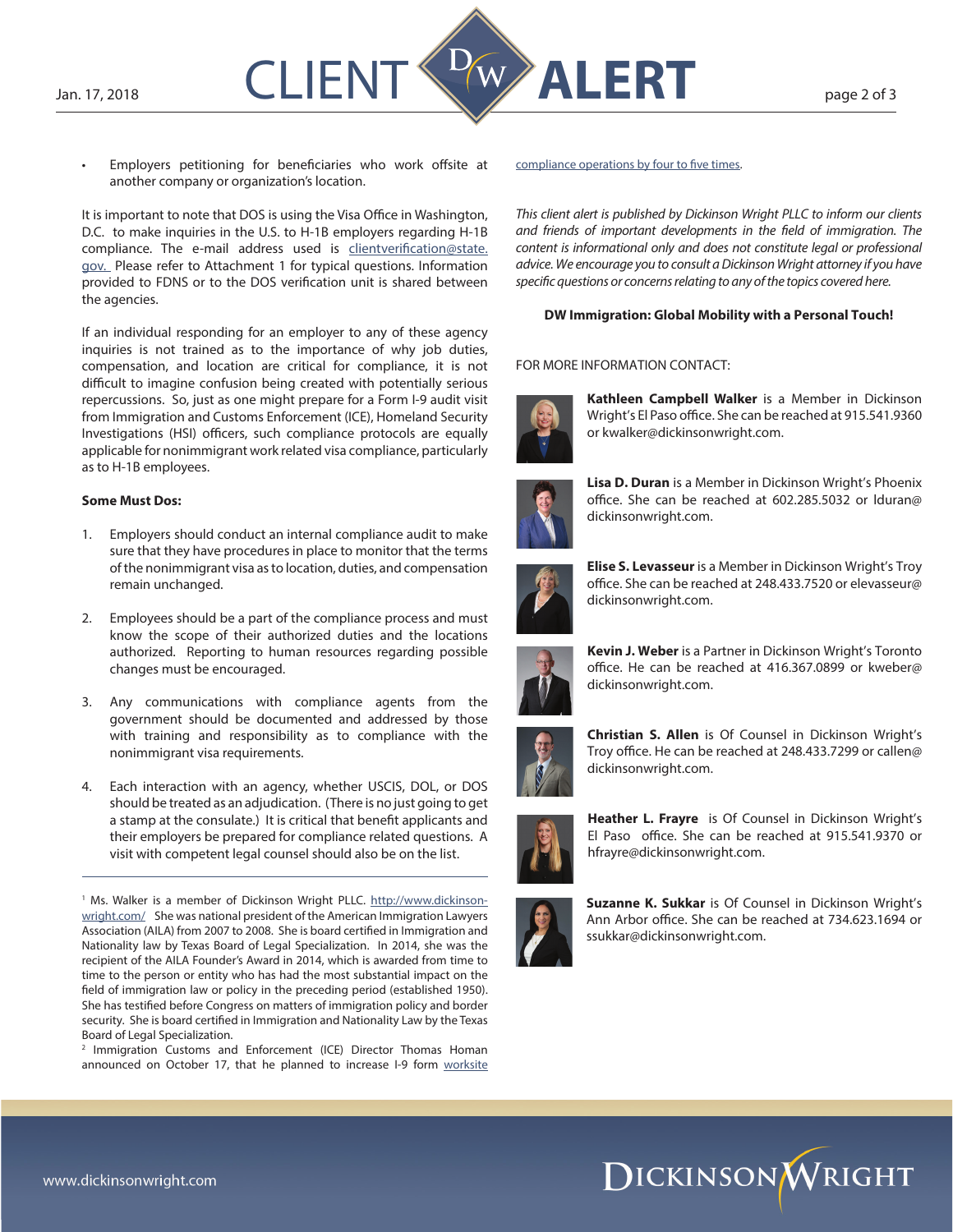- Employers petitioning for beneficiaries who work offsite at another company or organization's location.

It is important to note that DOS is using the Visa Office in Washington, D.C. to make inquiries in the U.S. to H-1B employers regarding H-1B compliance. The e-mail address used is clientverification@state.gov. Please refer to Attachment 1 for typical questions. Information provided to FDNS or to the DOS verification unit is shared between the agencies.

If an individual responding for an employer to any of these agency inquiries is not trained as to the importance of why job duties, compensation, and location are critical for compliance, it is not difficult to imagine confusion being created with potentially serious repercussions. So, just as one might prepare for a Form I-9 audit visit from Immigration and Customs Enforcement (ICE), Homeland Security Investigations (HSI) officers, such compliance protocols are equally applicable for nonimmigrant work related visa compliance, particularly as to H-1B employees.

**Some Must Dos:**

1. Employers should conduct an internal compliance audit to make sure that they have procedures in place to monitor that the terms of the nonimmigrant visa as to location, duties, and compensation remain unchanged.

2. Employees should be a part of the compliance process and must know the scope of their authorized duties and the locations authorized. Reporting to human resources regarding possible changes must be encouraged.

3. Any communications with compliance agents from the government should be documented and addressed by those with training and responsibility as to compliance with the nonimmigrant visa requirements.

4. Each interaction with an agency, whether USCIS, DOL, or DOS should be treated as an adjudication. (There is no just going to get a stamp at the consulate.) It is critical that benefit applicants and their employers be prepared for compliance related questions. A visit with competent legal counsel should also be on the list.

---

[1] Ms. Walker is a member of Dickinson Wright PLLC. http://www.dickinson-wright.com/ She was national president of the American Immigration Lawyers Association (AILA) from 2007 to 2008. She is board certified in Immigration and Nationality law by Texas Board of Legal Specialization. In 2014, she was the recipient of the AILA Founder's Award in 2014, which is awarded from time to time to the person or entity who has had the most substantial impact on the field of immigration law or policy in the preceding period (established 1950). She has testified before Congress on matters of immigration policy and border security. She is board certified in Immigration and Nationality Law by the Texas Board of Legal Specialization.

[2] Immigration Customs and Enforcement (ICE) Director Thomas Homan announced on October 17, that he planned to increase I-9 form worksite compliance operations by four to five times.

*This client alert is published by Dickinson Wright PLLC to inform our clients and friends of important developments in the field of immigration. The content is informational only and does not constitute legal or professional advice. We encourage you to consult a Dickinson Wright attorney if you have specific questions or concerns relating to any of the topics covered here.*

**DW Immigration: Global Mobility with a Personal Touch!**

FOR MORE INFORMATION CONTACT:

**Kathleen Campbell Walker** is a Member in Dickinson Wright's El Paso office. She can be reached at 915.541.9360 or kwalker@dickinsonwright.com.

**Lisa D. Duran** is a Member in Dickinson Wright's Phoenix office. She can be reached at 602.285.5032 or lduran@dickinsonwright.com.

**Elise S. Levasseur** is a Member in Dickinson Wright's Troy office. She can be reached at 248.433.7520 or elevasseur@dickinsonwright.com.

**Kevin J. Weber** is a Partner in Dickinson Wright's Toronto office. He can be reached at 416.367.0899 or kweber@dickinsonwright.com.

**Christian S. Allen** is Of Counsel in Dickinson Wright's Troy office. He can be reached at 248.433.7299 or callen@dickinsonwright.com.

**Heather L. Frayre** is Of Counsel in Dickinson Wright's El Paso office. She can be reached at 915.541.9370 or hfrayre@dickinsonwright.com.

**Suzanne K. Sukkar** is Of Counsel in Dickinson Wright's Ann Arbor office. She can be reached at 734.623.1694 or ssukkar@dickinsonwright.com.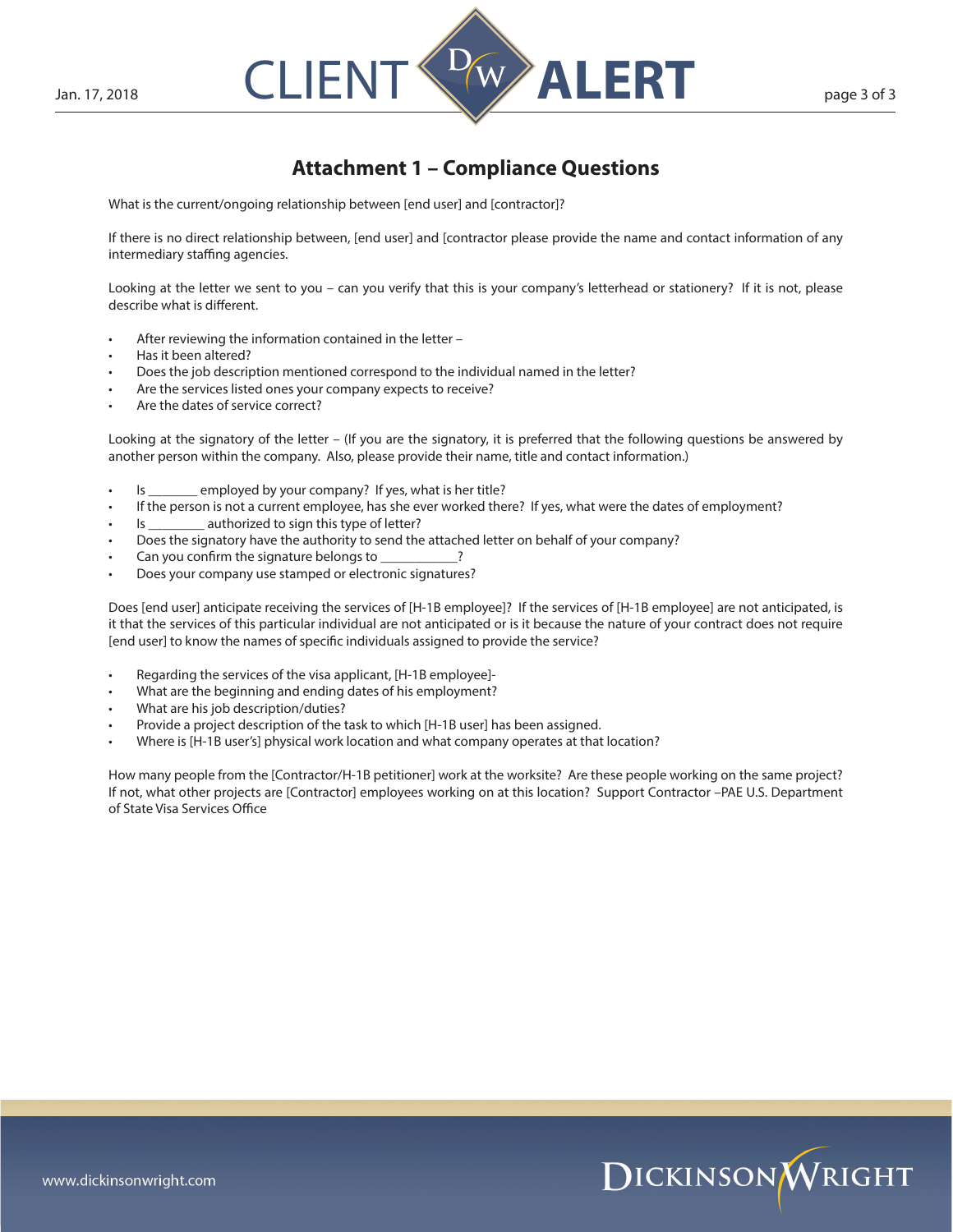## Attachment 1 – Compliance Questions

What is the current/ongoing relationship between [end user] and [contractor]?

If there is no direct relationship between, [end user] and [contractor please provide the name and contact information of any intermediary staffing agencies.

Looking at the letter we sent to you – can you verify that this is your company's letterhead or stationery? If it is not, please describe what is different.

- After reviewing the information contained in the letter –
- Has it been altered?
- Does the job description mentioned correspond to the individual named in the letter?
- Are the services listed ones your company expects to receive?
- Are the dates of service correct?

Looking at the signatory of the letter – (If you are the signatory, it is preferred that the following questions be answered by another person within the company. Also, please provide their name, title and contact information.)

- Is _______ employed by your company? If yes, what is her title?
- If the person is not a current employee, has she ever worked there? If yes, what were the dates of employment?
- Is ________ authorized to sign this type of letter?
- Does the signatory have the authority to send the attached letter on behalf of your company?
- Can you confirm the signature belongs to ___________?
- Does your company use stamped or electronic signatures?

Does [end user] anticipate receiving the services of [H-1B employee]? If the services of [H-1B employee] are not anticipated, is it that the services of this particular individual are not anticipated or is it because the nature of your contract does not require [end user] to know the names of specific individuals assigned to provide the service?

- Regarding the services of the visa applicant, [H-1B employee]-
- What are the beginning and ending dates of his employment?
- What are his job description/duties?
- Provide a project description of the task to which [H-1B user] has been assigned.
- Where is [H-1B user's] physical work location and what company operates at that location?

How many people from the [Contractor/H-1B petitioner] work at the worksite? Are these people working on the same project? If not, what other projects are [Contractor] employees working on at this location? Support Contractor –PAE U.S. Department of State Visa Services Office